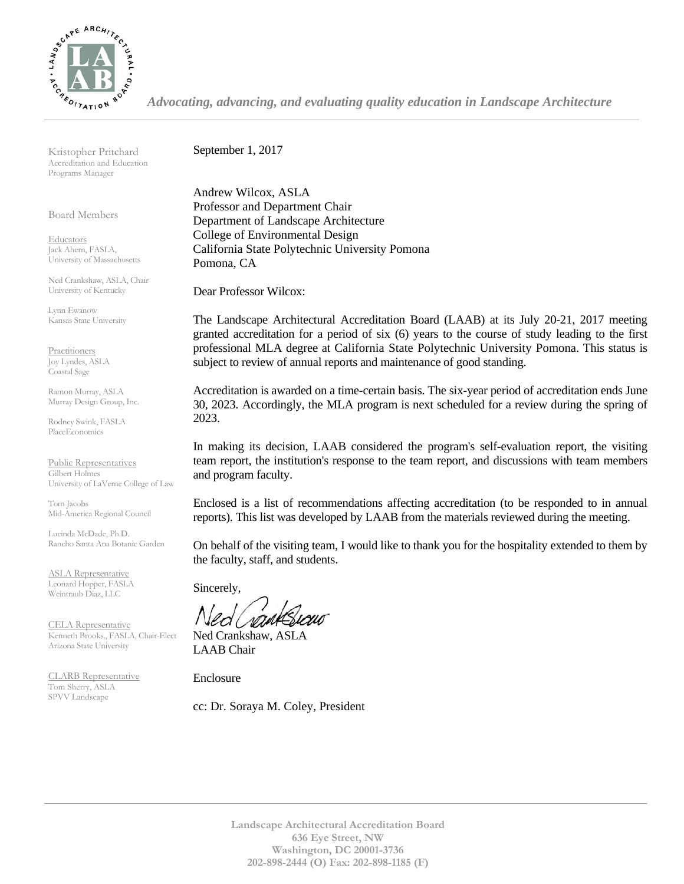*Advocating, advancing, and evaluating quality education in Landscape Architecture*

Kristopher Pritchard
Accreditation and Education Programs Manager

Board Members

Educators
Jack Ahern, FASLA, University of Massachusetts

Ned Crankshaw, ASLA, Chair
University of Kentucky

Lynn Ewanow
Kansas State University

Practitioners
Joy Lyndes, ASLA
Coastal Sage

Ramon Murray, ASLA
Murray Design Group, Inc.

Rodney Swink, FASLA
PlaceEconomics

Public Representatives
Gilbert Holmes
University of LaVerne College of Law

Tom Jacobs
Mid-America Regional Council

Lucinda McDade, Ph.D.
Rancho Santa Ana Botanic Garden

ASLA Representative
Leonard Hopper, FASLA
Weintraub Diaz, LLC

CELA Representative
Kenneth Brooks., FASLA, Chair-Elect
Arizona State University

CLARB Representative
Tom Sherry, ASLA
SPVV Landscape

September 1, 2017

Andrew Wilcox, ASLA
Professor and Department Chair
Department of Landscape Architecture
College of Environmental Design
California State Polytechnic University Pomona
Pomona, CA

Dear Professor Wilcox:

The Landscape Architectural Accreditation Board (LAAB) at its July 20-21, 2017 meeting granted accreditation for a period of six (6) years to the course of study leading to the first professional MLA degree at California State Polytechnic University Pomona. This status is subject to review of annual reports and maintenance of good standing.

Accreditation is awarded on a time-certain basis. The six-year period of accreditation ends June 30, 2023. Accordingly, the MLA program is next scheduled for a review during the spring of 2023.

In making its decision, LAAB considered the program's self-evaluation report, the visiting team report, the institution's response to the team report, and discussions with team members and program faculty.

Enclosed is a list of recommendations affecting accreditation (to be responded to in annual reports). This list was developed by LAAB from the materials reviewed during the meeting.

On behalf of the visiting team, I would like to thank you for the hospitality extended to them by the faculty, staff, and students.

Sincerely,

Ned Crankshaw, ASLA
LAAB Chair

Enclosure

cc: Dr. Soraya M. Coley, President

**Landscape Architectural Accreditation Board**
**636 Eye Street, NW**
**Washington, DC 20001-3736**
**202-898-2444 (O) Fax: 202-898-1185 (F)**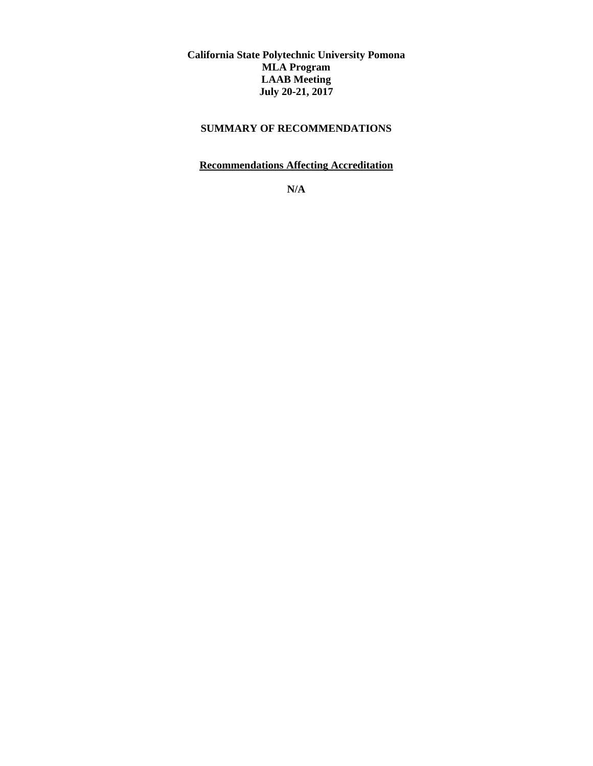**California State Polytechnic University Pomona**
**MLA Program**
**LAAB Meeting**
**July 20-21, 2017**

## SUMMARY OF RECOMMENDATIONS

### Recommendations Affecting Accreditation

**N/A**